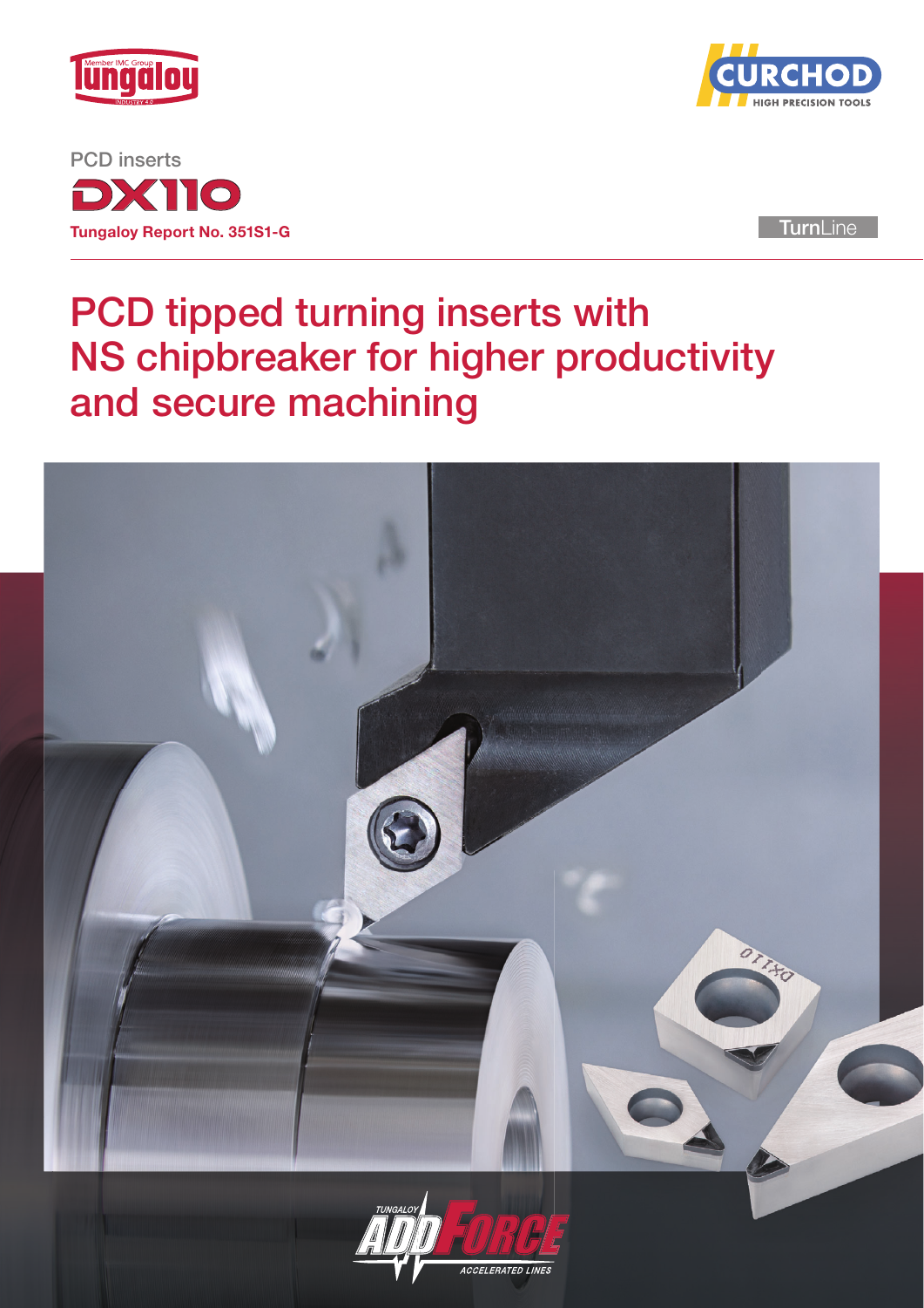Tungaloy

CURCHOD HIGH PRECISION TOOLS

PCD inserts

# DX110

**Tungaloy Report No. 351S1-G**

TurnLine

# PCD tipped turning inserts with NS chipbreaker for higher productivity and secure machining

TUNGALOY ADDFORCE ACCELERATED LINES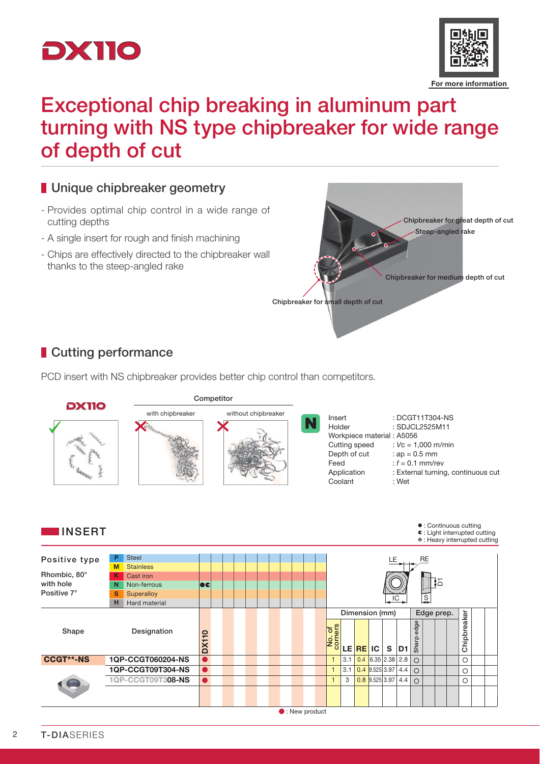DX110

For more information

# Exceptional chip breaking in aluminum part turning with NS type chipbreaker for wide range of depth of cut

## Unique chipbreaker geometry

- Provides optimal chip control in a wide range of cutting depths
- A single insert for rough and finish machining
- Chips are effectively directed to the chipbreaker wall thanks to the steep-angled rake

Chipbreaker for great depth of cut
Steep-angled rake
Chipbreaker for medium depth of cut
Chipbreaker for small depth of cut

## Cutting performance

PCD insert with NS chipbreaker provides better chip control than competitors.

DX110 | Competitor: with chipbreaker | Competitor: without chipbreaker

N

| | |
|---|---|
| Insert | : DCGT11T304-NS |
| Holder | : SDJCL2525M11 |
| Workpiece material | : A5056 |
| Cutting speed | : $Vc$ = 1,000 m/min |
| Depth of cut | : $ap$ = 0.5 mm |
| Feed | : $f$ = 0.1 mm/rev |
| Application | : External turning, continuous cut |
| Coolant | : Wet |

## INSERT

● : Continuous cutting
◐ : Light interrupted cutting
✣ : Heavy interrupted cutting

Positive type
Rhombic, 80° with hole
Positive 7°

| | |
|---|---|
| P | Steel |
| M | Stainless |
| K | Cast iron |
| N | Non-ferrous — DX110: ●◐ |
| S | Superalloy |
| H | Hard material |

| Shape | Designation | DX110 | No. of corners | LE | RE | IC | S | D1 | Sharp edge | Chipbreaker |
|---|---|---|---|---|---|---|---|---|---|---|
| CCGT**-NS | 1QP-CCGT060204-NS | ● | 1 | 3.1 | 0.4 | 6.35 | 2.38 | 2.8 | ○ | ○ |
| | 1QP-CCGT09T304-NS | ● | 1 | 3.1 | 0.4 | 9.525 | 3.97 | 4.4 | ○ | ○ |
| | 1QP-CCGT09T308-NS | ● | 1 | 3 | 0.8 | 9.525 | 3.97 | 4.4 | ○ | ○ |

Dimension (mm): LE, RE, IC, S, D1. Edge prep.: Sharp edge.

● : New product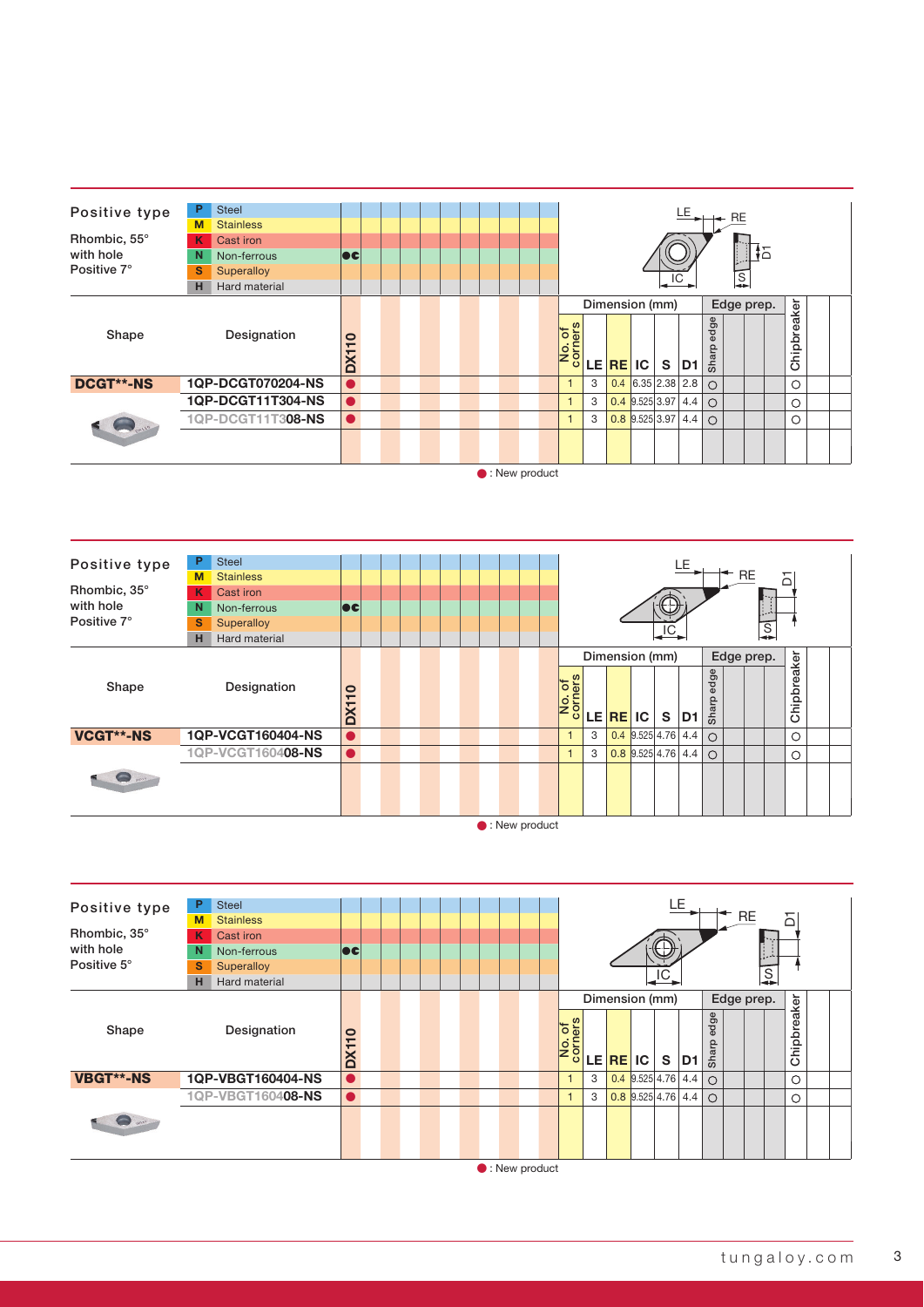## Positive type

Rhombic, 55° with hole Positive 7°

| Code | Material | DX110 |
|---|---|---|
| P | Steel | |
| M | Stainless | |
| K | Cast iron | |
| N | Non-ferrous | ●◐ |
| S | Superalloy | |
| H | Hard material | |

| Shape | Designation | DX110 | No. of corners | LE | RE | IC | S | D1 | Sharp edge | Chipbreaker |
|---|---|---|---|---|---|---|---|---|---|---|
| DCGT**-NS | 1QP-DCGT070204-NS | ● | 1 | 3 | 0.4 | 6.35 | 2.38 | 2.8 | ○ | ○ |
| | 1QP-DCGT11T304-NS | ● | 1 | 3 | 0.4 | 9.525 | 3.97 | 4.4 | ○ | ○ |
| | 1QP-DCGT11T308-NS | ● | 1 | 3 | 0.8 | 9.525 | 3.97 | 4.4 | ○ | ○ |

Dimension (mm): LE, RE, IC, S, D1. Edge prep.: Sharp edge.

● : New product

## Positive type

Rhombic, 35° with hole Positive 7°

| Code | Material | DX110 |
|---|---|---|
| P | Steel | |
| M | Stainless | |
| K | Cast iron | |
| N | Non-ferrous | ●◐ |
| S | Superalloy | |
| H | Hard material | |

| Shape | Designation | DX110 | No. of corners | LE | RE | IC | S | D1 | Sharp edge | Chipbreaker |
|---|---|---|---|---|---|---|---|---|---|---|
| VCGT**-NS | 1QP-VCGT160404-NS | ● | 1 | 3 | 0.4 | 9.525 | 4.76 | 4.4 | ○ | ○ |
| | 1QP-VCGT160408-NS | ● | 1 | 3 | 0.8 | 9.525 | 4.76 | 4.4 | ○ | ○ |

Dimension (mm): LE, RE, IC, S, D1. Edge prep.: Sharp edge.

● : New product

## Positive type

Rhombic, 35° with hole Positive 5°

| Code | Material | DX110 |
|---|---|---|
| P | Steel | |
| M | Stainless | |
| K | Cast iron | |
| N | Non-ferrous | ●◐ |
| S | Superalloy | |
| H | Hard material | |

| Shape | Designation | DX110 | No. of corners | LE | RE | IC | S | D1 | Sharp edge | Chipbreaker |
|---|---|---|---|---|---|---|---|---|---|---|
| VBGT**-NS | 1QP-VBGT160404-NS | ● | 1 | 3 | 0.4 | 9.525 | 4.76 | 4.4 | ○ | ○ |
| | 1QP-VBGT160408-NS | ● | 1 | 3 | 0.8 | 9.525 | 4.76 | 4.4 | ○ | ○ |

Dimension (mm): LE, RE, IC, S, D1. Edge prep.: Sharp edge.

● : New product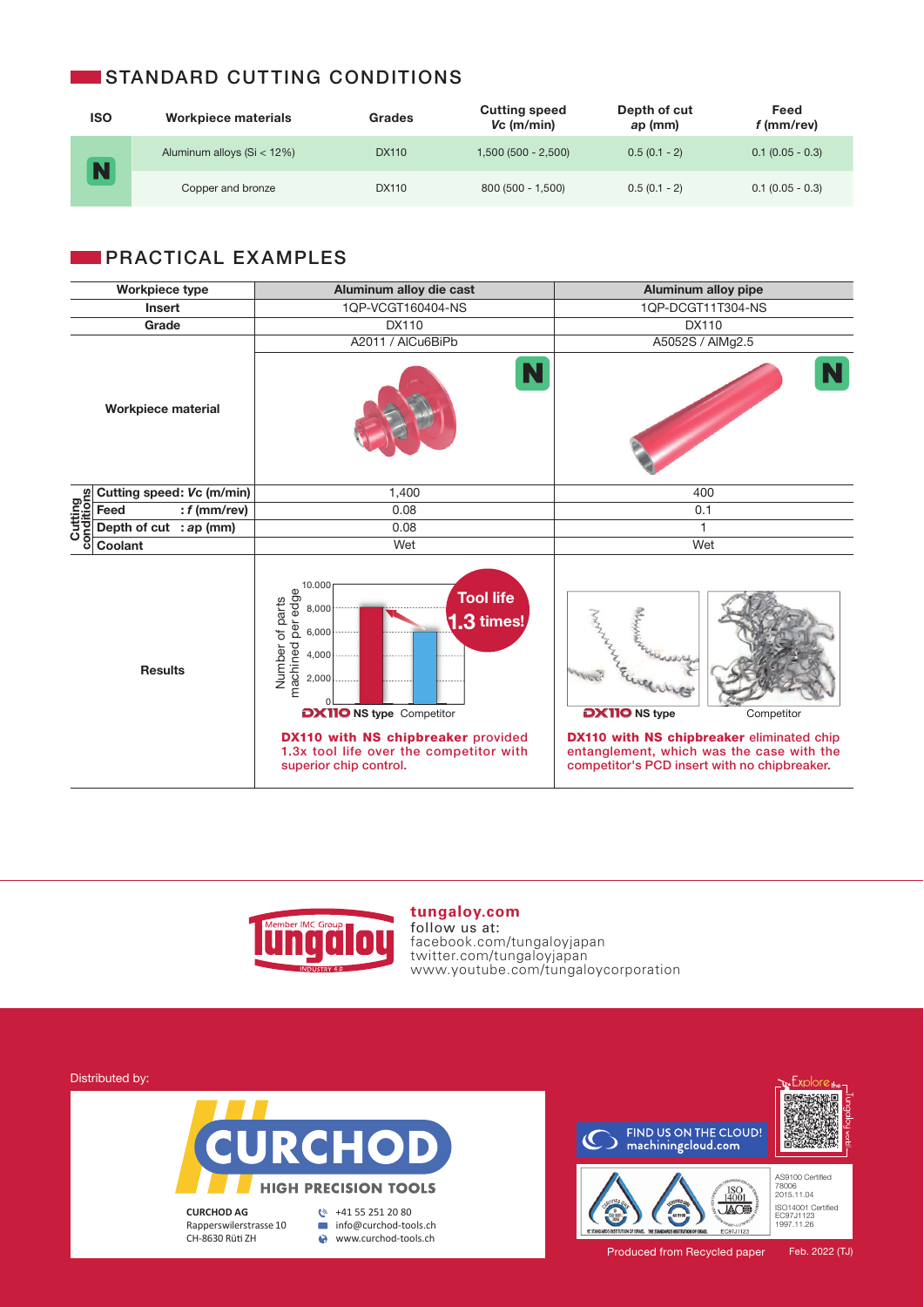## STANDARD CUTTING CONDITIONS

| ISO | Workpiece materials | Grades | Cutting speed *Vc* (m/min) | Depth of cut *ap* (mm) | Feed *f* (mm/rev) |
|---|---|---|---|---|---|
| N | Aluminum alloys (Si < 12%) | DX110 | 1,500 (500 - 2,500) | 0.5 (0.1 - 2) | 0.1 (0.05 - 0.3) |
| | Copper and bronze | DX110 | 800 (500 - 1,500) | 0.5 (0.1 - 2) | 0.1 (0.05 - 0.3) |

## PRACTICAL EXAMPLES

| | | Aluminum alloy die cast | Aluminum alloy pipe |
|---|---|---|---|
| Workpiece type | | Aluminum alloy die cast | Aluminum alloy pipe |
| Insert | | 1QP-VCGT160404-NS | 1QP-DCGT11T304-NS |
| Grade | | DX110 | DX110 |
| Workpiece material | | A2011 / AlCu6BiPb (N) | A5052S / AlMg2.5 (N) |
| Cutting conditions | Cutting speed: *Vc* (m/min) | 1,400 | 400 |
| | Feed : *f* (mm/rev) | 0.08 | 0.1 |
| | Depth of cut : *ap* (mm) | 0.08 | 1 |
| | Coolant | Wet | Wet |
| Results | | Number of parts machined per edge; 10,000; 8,000; 6,000; 4,000; 2,000; 0; DX110 NS type; Competitor; Tool life 1.3 times! **DX110 with NS chipbreaker provided 1.3x tool life over the competitor with superior chip control.** | DX110 NS type; Competitor; **DX110 with NS chipbreaker eliminated chip entanglement, which was the case with the competitor's PCD insert with no chipbreaker.** |

**tungaloy.com**
follow us at:
facebook.com/tungaloyjapan
twitter.com/tungaloyjapan
www.youtube.com/tungaloycorporation

Distributed by:

CURCHOD HIGH PRECISION TOOLS
CURCHOD AG
Rapperswilerstrasse 10
CH-8630 Rüti ZH
+41 55 251 20 80
info@curchod-tools.ch
www.curchod-tools.ch

FIND US ON THE CLOUD! machiningcloud.com

AS9100 Certified 78006 2015.11.04
ISO14001 Certified EC97J1123 1997.11.26

Produced from Recycled paper

Feb. 2022 (TJ)